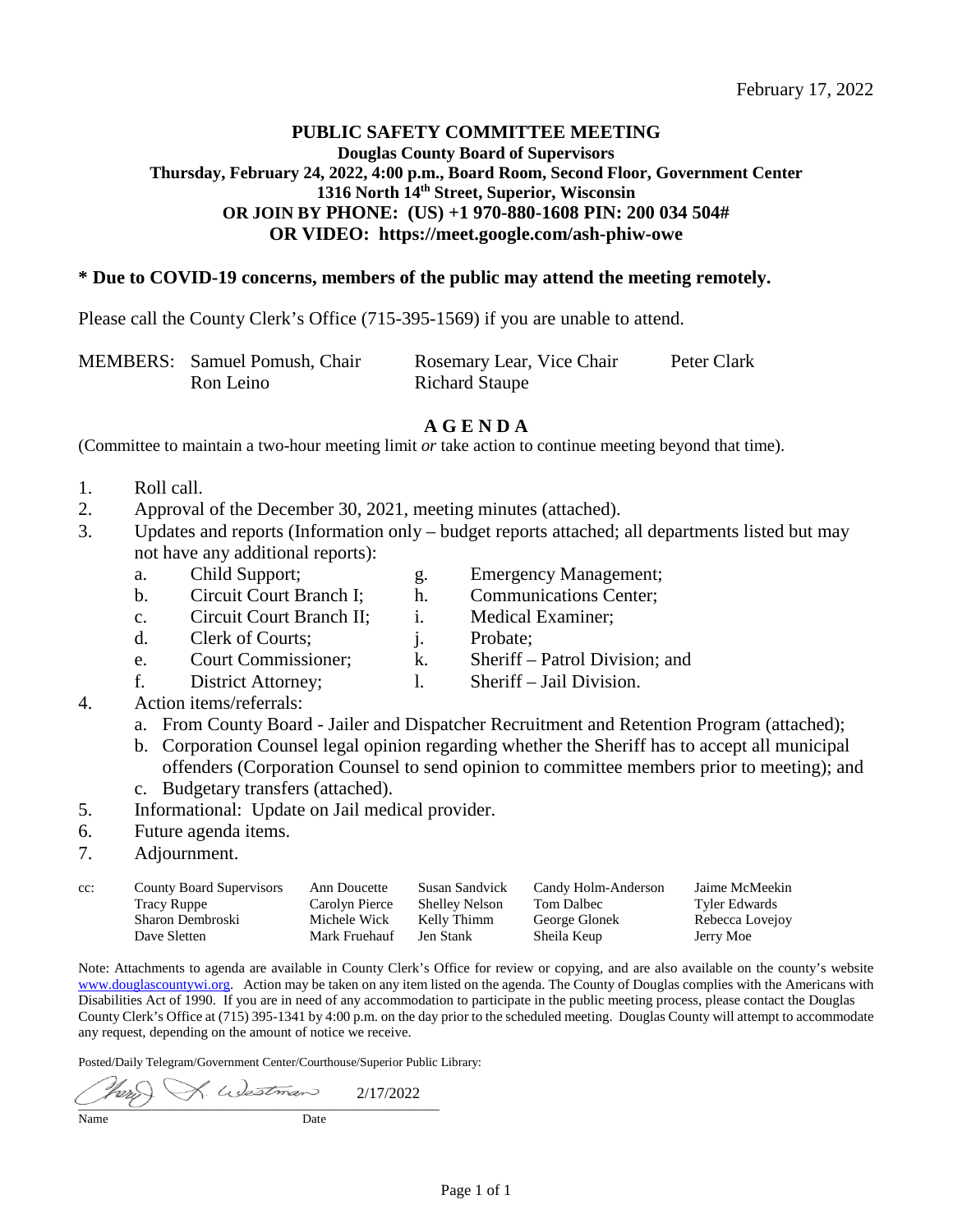February 17, 2022

# PUBLIC SAFETY COMMITTEE MEETING

**Douglas County Board of Supervisors**
**Thursday, February 24, 2022, 4:00 p.m., Board Room, Second Floor, Government Center**
**1316 North 14th Street, Superior, Wisconsin**
**OR JOIN BY PHONE: (US) +1 970-880-1608 PIN: 200 034 504#**
**OR VIDEO: https://meet.google.com/ash-phiw-owe**

**\* Due to COVID-19 concerns, members of the public may attend the meeting remotely.**

Please call the County Clerk's Office (715-395-1569) if you are unable to attend.

| MEMBERS: | Samuel Pomush, Chair | Rosemary Lear, Vice Chair | Peter Clark |
|---|---|---|---|
| | Ron Leino | Richard Staupe | |

## A G E N D A

(Committee to maintain a two-hour meeting limit *or* take action to continue meeting beyond that time).

1. Roll call.
2. Approval of the December 30, 2021, meeting minutes (attached).
3. Updates and reports (Information only – budget reports attached; all departments listed but may not have any additional reports):
   a. Child Support;
   b. Circuit Court Branch I;
   c. Circuit Court Branch II;
   d. Clerk of Courts;
   e. Court Commissioner;
   f. District Attorney;
   g. Emergency Management;
   h. Communications Center;
   i. Medical Examiner;
   j. Probate;
   k. Sheriff – Patrol Division; and
   l. Sheriff – Jail Division.
4. Action items/referrals:
   a. From County Board - Jailer and Dispatcher Recruitment and Retention Program (attached);
   b. Corporation Counsel legal opinion regarding whether the Sheriff has to accept all municipal offenders (Corporation Counsel to send opinion to committee members prior to meeting); and
   c. Budgetary transfers (attached).
5. Informational: Update on Jail medical provider.
6. Future agenda items.
7. Adjournment.

| cc: | County Board Supervisors | Ann Doucette | Susan Sandvick | Candy Holm-Anderson | Jaime McMeekin |
|---|---|---|---|---|---|
| | Tracy Ruppe | Carolyn Pierce | Shelley Nelson | Tom Dalbec | Tyler Edwards |
| | Sharon Dembroski | Michele Wick | Kelly Thimm | George Glonek | Rebecca Lovejoy |
| | Dave Sletten | Mark Fruehauf | Jen Stank | Sheila Keup | Jerry Moe |

Note: Attachments to agenda are available in County Clerk's Office for review or copying, and are also available on the county's website www.douglascountywi.org. Action may be taken on any item listed on the agenda. The County of Douglas complies with the Americans with Disabilities Act of 1990. If you are in need of any accommodation to participate in the public meeting process, please contact the Douglas County Clerk's Office at (715) 395-1341 by 4:00 p.m. on the day prior to the scheduled meeting. Douglas County will attempt to accommodate any request, depending on the amount of notice we receive.

Posted/Daily Telegram/Government Center/Courthouse/Superior Public Library:

Terry L. Westman 2/17/2022

Name Date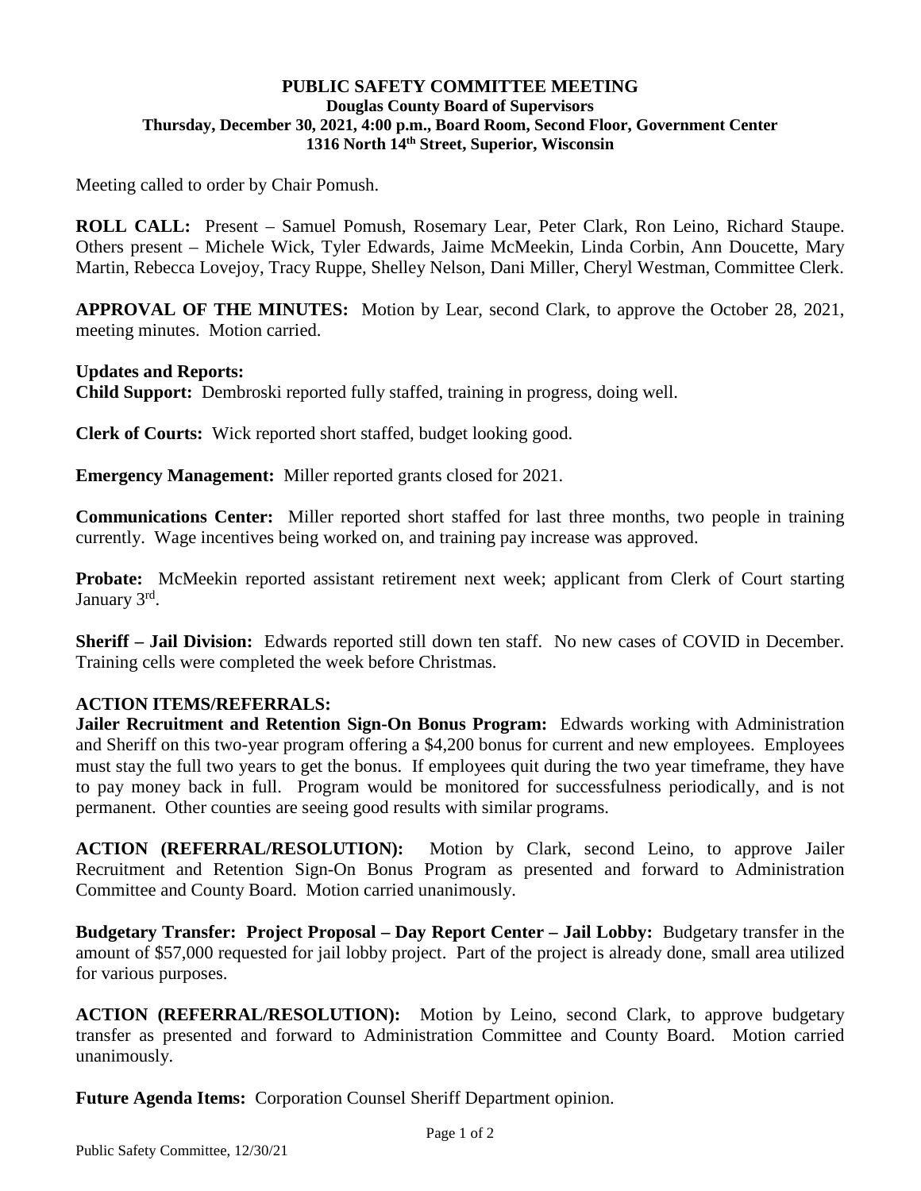**PUBLIC SAFETY COMMITTEE MEETING**
**Douglas County Board of Supervisors**
**Thursday, December 30, 2021, 4:00 p.m., Board Room, Second Floor, Government Center**
**1316 North 14th Street, Superior, Wisconsin**

Meeting called to order by Chair Pomush.

**ROLL CALL:** Present – Samuel Pomush, Rosemary Lear, Peter Clark, Ron Leino, Richard Staupe. Others present – Michele Wick, Tyler Edwards, Jaime McMeekin, Linda Corbin, Ann Doucette, Mary Martin, Rebecca Lovejoy, Tracy Ruppe, Shelley Nelson, Dani Miller, Cheryl Westman, Committee Clerk.

**APPROVAL OF THE MINUTES:** Motion by Lear, second Clark, to approve the October 28, 2021, meeting minutes. Motion carried.

**Updates and Reports:**
**Child Support:** Dembroski reported fully staffed, training in progress, doing well.

**Clerk of Courts:** Wick reported short staffed, budget looking good.

**Emergency Management:** Miller reported grants closed for 2021.

**Communications Center:** Miller reported short staffed for last three months, two people in training currently. Wage incentives being worked on, and training pay increase was approved.

**Probate:** McMeekin reported assistant retirement next week; applicant from Clerk of Court starting January 3rd.

**Sheriff – Jail Division:** Edwards reported still down ten staff. No new cases of COVID in December. Training cells were completed the week before Christmas.

**ACTION ITEMS/REFERRALS:**
**Jailer Recruitment and Retention Sign-On Bonus Program:** Edwards working with Administration and Sheriff on this two-year program offering a $4,200 bonus for current and new employees. Employees must stay the full two years to get the bonus. If employees quit during the two year timeframe, they have to pay money back in full. Program would be monitored for successfulness periodically, and is not permanent. Other counties are seeing good results with similar programs.

**ACTION (REFERRAL/RESOLUTION):** Motion by Clark, second Leino, to approve Jailer Recruitment and Retention Sign-On Bonus Program as presented and forward to Administration Committee and County Board. Motion carried unanimously.

**Budgetary Transfer: Project Proposal – Day Report Center – Jail Lobby:** Budgetary transfer in the amount of $57,000 requested for jail lobby project. Part of the project is already done, small area utilized for various purposes.

**ACTION (REFERRAL/RESOLUTION):** Motion by Leino, second Clark, to approve budgetary transfer as presented and forward to Administration Committee and County Board. Motion carried unanimously.

**Future Agenda Items:** Corporation Counsel Sheriff Department opinion.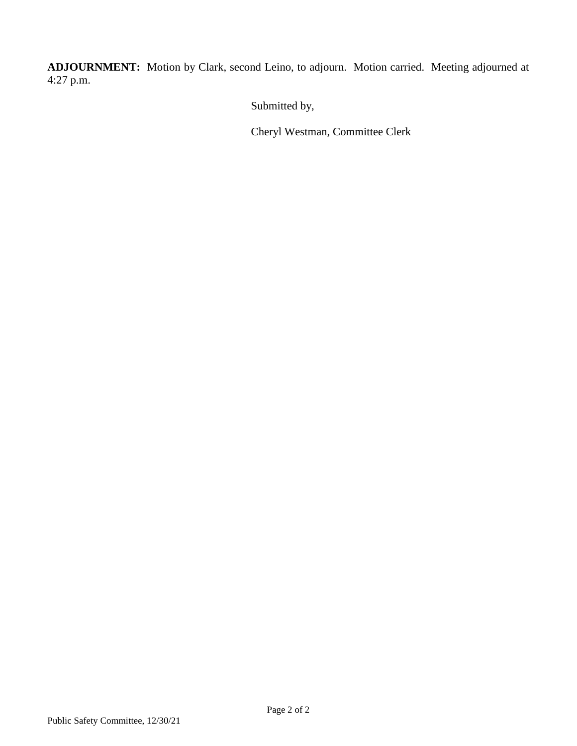**ADJOURNMENT:** Motion by Clark, second Leino, to adjourn. Motion carried. Meeting adjourned at 4:27 p.m.

Submitted by,

Cheryl Westman, Committee Clerk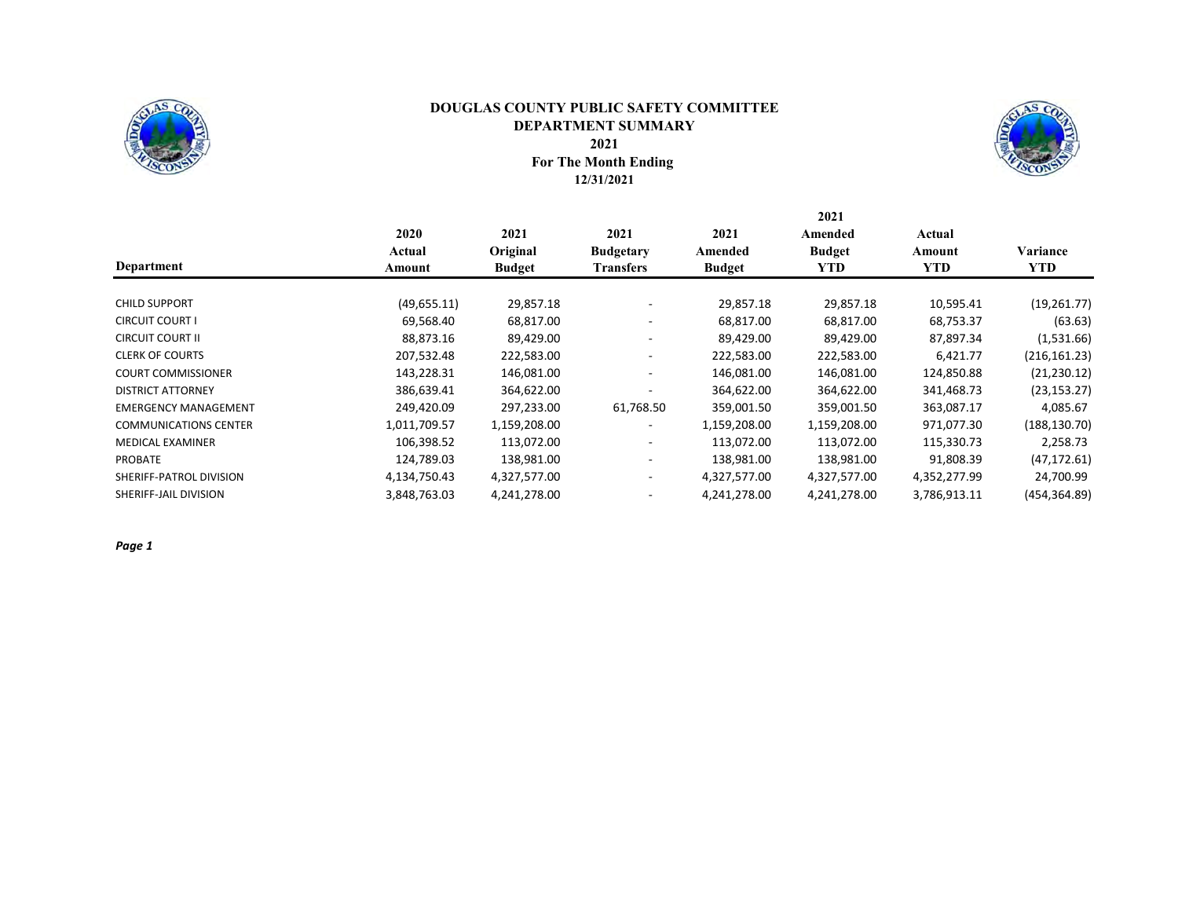# DOUGLAS COUNTY PUBLIC SAFETY COMMITTEE
## DEPARTMENT SUMMARY
## 2021
## For The Month Ending
## 12/31/2021

| Department | 2020 Actual Amount | 2021 Original Budget | 2021 Budgetary Transfers | 2021 Amended Budget | 2021 Amended Budget YTD | Actual Amount YTD | Variance YTD |
|---|---|---|---|---|---|---|---|
| CHILD SUPPORT | (49,655.11) | 29,857.18 | - | 29,857.18 | 29,857.18 | 10,595.41 | (19,261.77) |
| CIRCUIT COURT I | 69,568.40 | 68,817.00 | - | 68,817.00 | 68,817.00 | 68,753.37 | (63.63) |
| CIRCUIT COURT II | 88,873.16 | 89,429.00 | - | 89,429.00 | 89,429.00 | 87,897.34 | (1,531.66) |
| CLERK OF COURTS | 207,532.48 | 222,583.00 | - | 222,583.00 | 222,583.00 | 6,421.77 | (216,161.23) |
| COURT COMMISSIONER | 143,228.31 | 146,081.00 | - | 146,081.00 | 146,081.00 | 124,850.88 | (21,230.12) |
| DISTRICT ATTORNEY | 386,639.41 | 364,622.00 | - | 364,622.00 | 364,622.00 | 341,468.73 | (23,153.27) |
| EMERGENCY MANAGEMENT | 249,420.09 | 297,233.00 | 61,768.50 | 359,001.50 | 359,001.50 | 363,087.17 | 4,085.67 |
| COMMUNICATIONS CENTER | 1,011,709.57 | 1,159,208.00 | - | 1,159,208.00 | 1,159,208.00 | 971,077.30 | (188,130.70) |
| MEDICAL EXAMINER | 106,398.52 | 113,072.00 | - | 113,072.00 | 113,072.00 | 115,330.73 | 2,258.73 |
| PROBATE | 124,789.03 | 138,981.00 | - | 138,981.00 | 138,981.00 | 91,808.39 | (47,172.61) |
| SHERIFF-PATROL DIVISION | 4,134,750.43 | 4,327,577.00 | - | 4,327,577.00 | 4,327,577.00 | 4,352,277.99 | 24,700.99 |
| SHERIFF-JAIL DIVISION | 3,848,763.03 | 4,241,278.00 | - | 4,241,278.00 | 4,241,278.00 | 3,786,913.11 | (454,364.89) |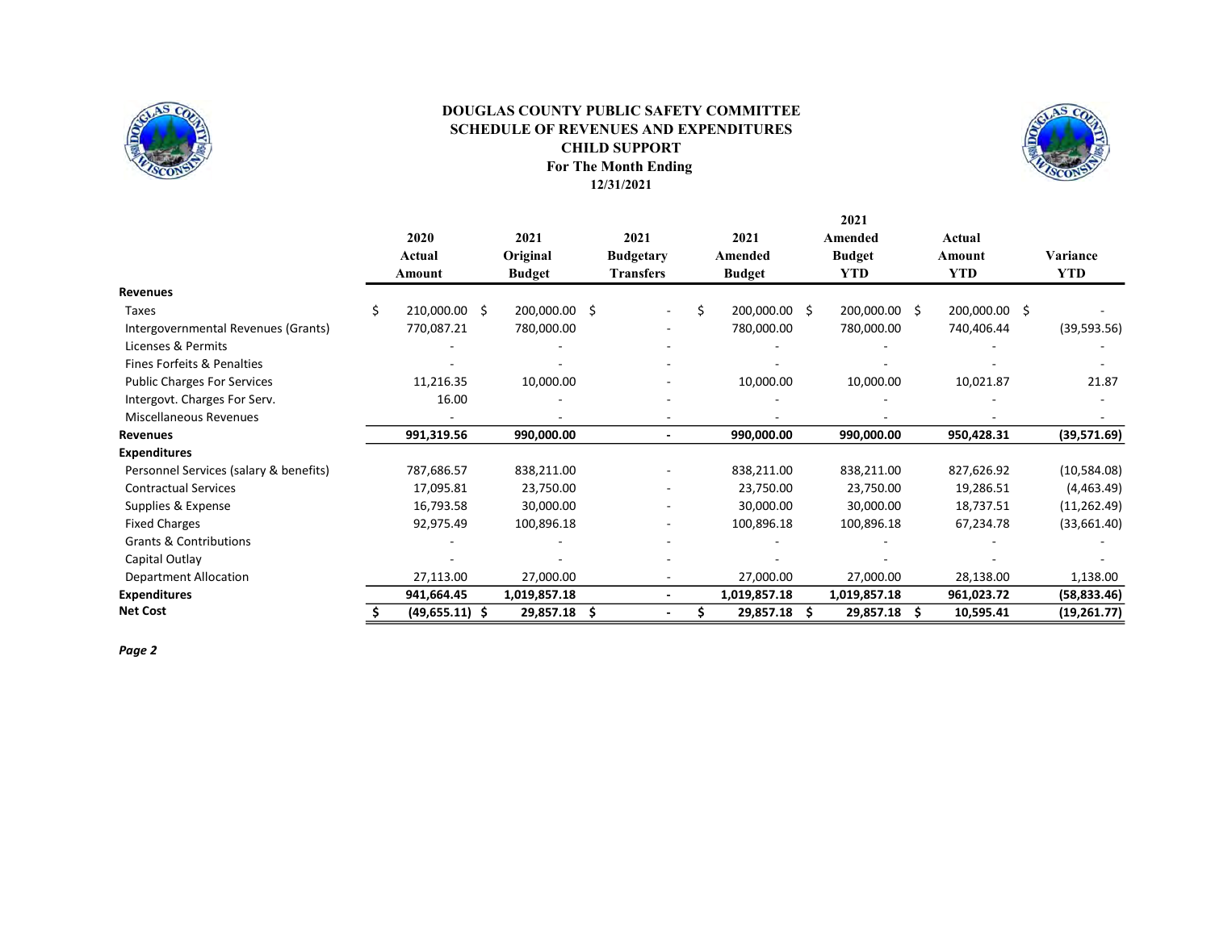**DOUGLAS COUNTY PUBLIC SAFETY COMMITTEE**
**SCHEDULE OF REVENUES AND EXPENDITURES**
**CHILD SUPPORT**
**For The Month Ending**
**12/31/2021**

| | 2020 Actual Amount | 2021 Original Budget | 2021 Budgetary Transfers | 2021 Amended Budget | 2021 Amended Budget YTD | Actual Amount YTD | Variance YTD |
|---|---|---|---|---|---|---|---|
| **Revenues** | | | | | | | |
| Taxes | $ 210,000.00 | $ 200,000.00 | $ - | $ 200,000.00 | $ 200,000.00 | $ 200,000.00 | $ - |
| Intergovernmental Revenues (Grants) | 770,087.21 | 780,000.00 | - | 780,000.00 | 780,000.00 | 740,406.44 | (39,593.56) |
| Licenses & Permits | - | - | - | - | - | - | - |
| Fines Forfeits & Penalties | - | - | - | - | - | - | - |
| Public Charges For Services | 11,216.35 | 10,000.00 | - | 10,000.00 | 10,000.00 | 10,021.87 | 21.87 |
| Intergovt. Charges For Serv. | 16.00 | - | - | - | - | - | - |
| Miscellaneous Revenues | - | - | - | - | - | - | - |
| **Revenues** | **991,319.56** | **990,000.00** | **-** | **990,000.00** | **990,000.00** | **950,428.31** | **(39,571.69)** |
| **Expenditures** | | | | | | | |
| Personnel Services (salary & benefits) | 787,686.57 | 838,211.00 | - | 838,211.00 | 838,211.00 | 827,626.92 | (10,584.08) |
| Contractual Services | 17,095.81 | 23,750.00 | - | 23,750.00 | 23,750.00 | 19,286.51 | (4,463.49) |
| Supplies & Expense | 16,793.58 | 30,000.00 | - | 30,000.00 | 30,000.00 | 18,737.51 | (11,262.49) |
| Fixed Charges | 92,975.49 | 100,896.18 | - | 100,896.18 | 100,896.18 | 67,234.78 | (33,661.40) |
| Grants & Contributions | - | - | - | - | - | - | - |
| Capital Outlay | - | - | - | - | - | - | - |
| Department Allocation | 27,113.00 | 27,000.00 | - | 27,000.00 | 27,000.00 | 28,138.00 | 1,138.00 |
| **Expenditures** | **941,664.45** | **1,019,857.18** | **-** | **1,019,857.18** | **1,019,857.18** | **961,023.72** | **(58,833.46)** |
| **Net Cost** | **$ (49,655.11)** | **$ 29,857.18** | **$ -** | **$ 29,857.18** | **$ 29,857.18** | **$ 10,595.41** | **(19,261.77)** |

*Page 2*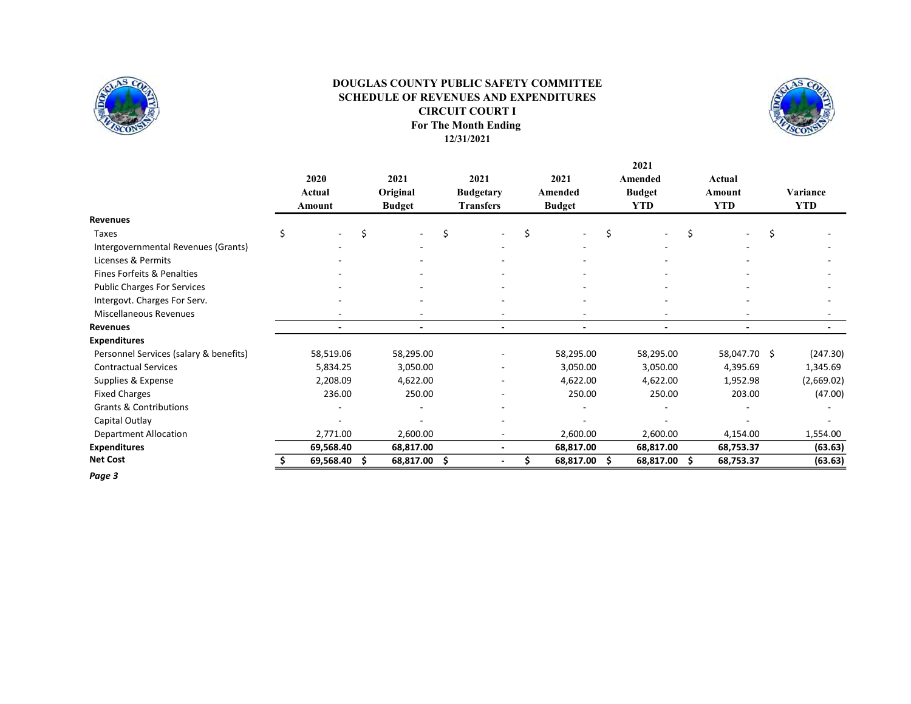# DOUGLAS COUNTY PUBLIC SAFETY COMMITTEE
## SCHEDULE OF REVENUES AND EXPENDITURES
## CIRCUIT COURT I
### For The Month Ending
### 12/31/2021

| | 2020 Actual Amount | 2021 Original Budget | 2021 Budgetary Transfers | 2021 Amended Budget | 2021 Amended Budget YTD | Actual Amount YTD | Variance YTD |
|---|---|---|---|---|---|---|---|
| **Revenues** | | | | | | | |
| Taxes | $ - | $ - | $ - | $ - | $ - | $ - | $ - |
| Intergovernmental Revenues (Grants) | - | - | - | - | - | - | - |
| Licenses & Permits | - | - | - | - | - | - | - |
| Fines Forfeits & Penalties | - | - | - | - | - | - | - |
| Public Charges For Services | - | - | - | - | - | - | - |
| Intergovt. Charges For Serv. | - | - | - | - | - | - | - |
| Miscellaneous Revenues | - | - | - | - | - | - | - |
| **Revenues** | **-** | **-** | **-** | **-** | **-** | **-** | **-** |
| **Expenditures** | | | | | | | |
| Personnel Services (salary & benefits) | 58,519.06 | 58,295.00 | - | 58,295.00 | 58,295.00 | 58,047.70 | $ (247.30) |
| Contractual Services | 5,834.25 | 3,050.00 | - | 3,050.00 | 3,050.00 | 4,395.69 | 1,345.69 |
| Supplies & Expense | 2,208.09 | 4,622.00 | - | 4,622.00 | 4,622.00 | 1,952.98 | (2,669.02) |
| Fixed Charges | 236.00 | 250.00 | - | 250.00 | 250.00 | 203.00 | (47.00) |
| Grants & Contributions | - | - | - | - | - | - | - |
| Capital Outlay | - | - | - | - | - | - | - |
| Department Allocation | 2,771.00 | 2,600.00 | - | 2,600.00 | 2,600.00 | 4,154.00 | 1,554.00 |
| **Expenditures** | **69,568.40** | **68,817.00** | **-** | **68,817.00** | **68,817.00** | **68,753.37** | **(63.63)** |
| **Net Cost** | **$ 69,568.40** | **$ 68,817.00** | **$ -** | **$ 68,817.00** | **$ 68,817.00** | **$ 68,753.37** | **(63.63)** |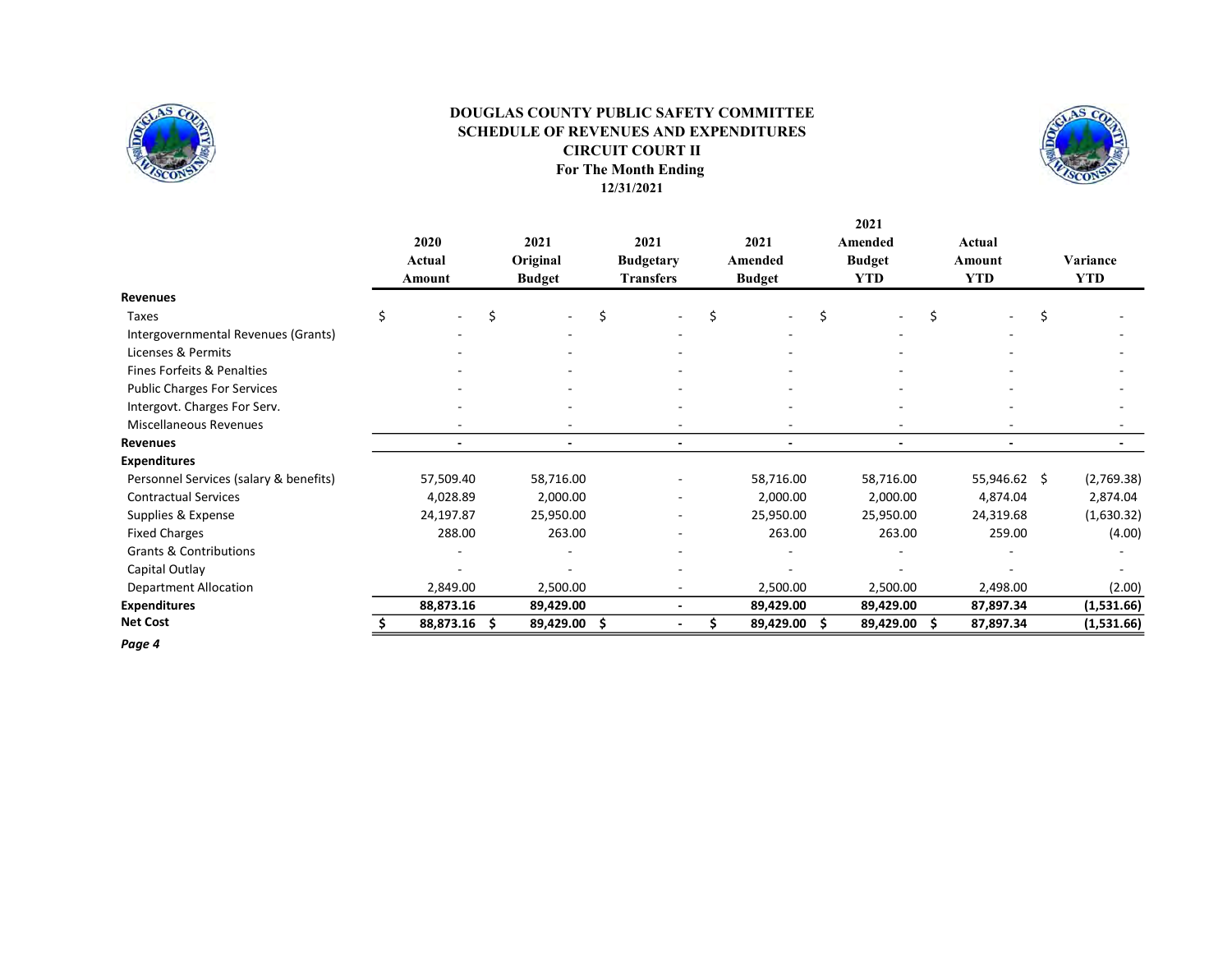# DOUGLAS COUNTY PUBLIC SAFETY COMMITTEE
## SCHEDULE OF REVENUES AND EXPENDITURES
### CIRCUIT COURT II
### For The Month Ending
### 12/31/2021

| | 2020 Actual Amount | 2021 Original Budget | 2021 Budgetary Transfers | 2021 Amended Budget | 2021 Amended Budget YTD | Actual Amount YTD | Variance YTD |
|---|---|---|---|---|---|---|---|
| **Revenues** | | | | | | | |
| Taxes | $ - | $ - | $ - | $ - | $ - | $ - | $ - |
| Intergovernmental Revenues (Grants) | - | - | - | - | - | - | - |
| Licenses & Permits | - | - | - | - | - | - | - |
| Fines Forfeits & Penalties | - | - | - | - | - | - | - |
| Public Charges For Services | - | - | - | - | - | - | - |
| Intergovt. Charges For Serv. | - | - | - | - | - | - | - |
| Miscellaneous Revenues | - | - | - | - | - | - | - |
| **Revenues** | **-** | **-** | **-** | **-** | **-** | **-** | **-** |
| **Expenditures** | | | | | | | |
| Personnel Services (salary & benefits) | 57,509.40 | 58,716.00 | - | 58,716.00 | 58,716.00 | 55,946.62 | $ (2,769.38) |
| Contractual Services | 4,028.89 | 2,000.00 | - | 2,000.00 | 2,000.00 | 4,874.04 | 2,874.04 |
| Supplies & Expense | 24,197.87 | 25,950.00 | - | 25,950.00 | 25,950.00 | 24,319.68 | (1,630.32) |
| Fixed Charges | 288.00 | 263.00 | - | 263.00 | 263.00 | 259.00 | (4.00) |
| Grants & Contributions | - | - | - | - | - | - | - |
| Capital Outlay | - | - | - | - | - | - | - |
| Department Allocation | 2,849.00 | 2,500.00 | - | 2,500.00 | 2,500.00 | 2,498.00 | (2.00) |
| **Expenditures** | **88,873.16** | **89,429.00** | **-** | **89,429.00** | **89,429.00** | **87,897.34** | **(1,531.66)** |
| **Net Cost** | **$ 88,873.16** | **$ 89,429.00** | **$ -** | **$ 89,429.00** | **$ 89,429.00** | **$ 87,897.34** | **(1,531.66)** |

*Page 4*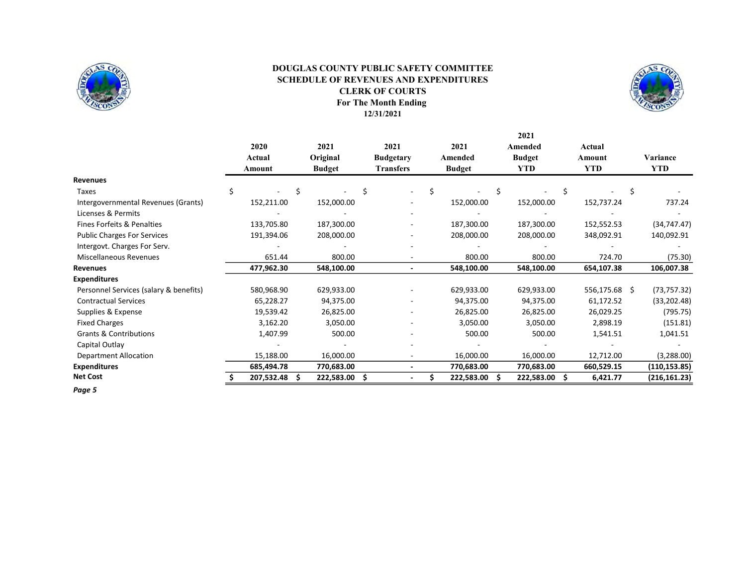# DOUGLAS COUNTY PUBLIC SAFETY COMMITTEE
## SCHEDULE OF REVENUES AND EXPENDITURES
## CLERK OF COURTS
### For The Month Ending
### 12/31/2021

| | 2020 Actual Amount | 2021 Original Budget | 2021 Budgetary Transfers | 2021 Amended Budget | 2021 Amended Budget YTD | Actual Amount YTD | Variance YTD |
|---|---|---|---|---|---|---|---|
| **Revenues** | | | | | | | |
| Taxes | $ - | $ - | $ - | $ - | $ - | $ - | $ - |
| Intergovernmental Revenues (Grants) | 152,211.00 | 152,000.00 | - | 152,000.00 | 152,000.00 | 152,737.24 | 737.24 |
| Licenses & Permits | - | - | - | - | - | - | - |
| Fines Forfeits & Penalties | 133,705.80 | 187,300.00 | - | 187,300.00 | 187,300.00 | 152,552.53 | (34,747.47) |
| Public Charges For Services | 191,394.06 | 208,000.00 | - | 208,000.00 | 208,000.00 | 348,092.91 | 140,092.91 |
| Intergovt. Charges For Serv. | - | - | - | - | - | - | - |
| Miscellaneous Revenues | 651.44 | 800.00 | - | 800.00 | 800.00 | 724.70 | (75.30) |
| **Revenues** | **477,962.30** | **548,100.00** | **-** | **548,100.00** | **548,100.00** | **654,107.38** | **106,007.38** |
| **Expenditures** | | | | | | | |
| Personnel Services (salary & benefits) | 580,968.90 | 629,933.00 | - | 629,933.00 | 629,933.00 | 556,175.68 | $ (73,757.32) |
| Contractual Services | 65,228.27 | 94,375.00 | - | 94,375.00 | 94,375.00 | 61,172.52 | (33,202.48) |
| Supplies & Expense | 19,539.42 | 26,825.00 | - | 26,825.00 | 26,825.00 | 26,029.25 | (795.75) |
| Fixed Charges | 3,162.20 | 3,050.00 | - | 3,050.00 | 3,050.00 | 2,898.19 | (151.81) |
| Grants & Contributions | 1,407.99 | 500.00 | - | 500.00 | 500.00 | 1,541.51 | 1,041.51 |
| Capital Outlay | - | - | - | - | - | - | - |
| Department Allocation | 15,188.00 | 16,000.00 | - | 16,000.00 | 16,000.00 | 12,712.00 | (3,288.00) |
| **Expenditures** | **685,494.78** | **770,683.00** | **-** | **770,683.00** | **770,683.00** | **660,529.15** | **(110,153.85)** |
| **Net Cost** | **$ 207,532.48** | **$ 222,583.00** | **$ -** | **$ 222,583.00** | **$ 222,583.00** | **$ 6,421.77** | **(216,161.23)** |

*Page 5*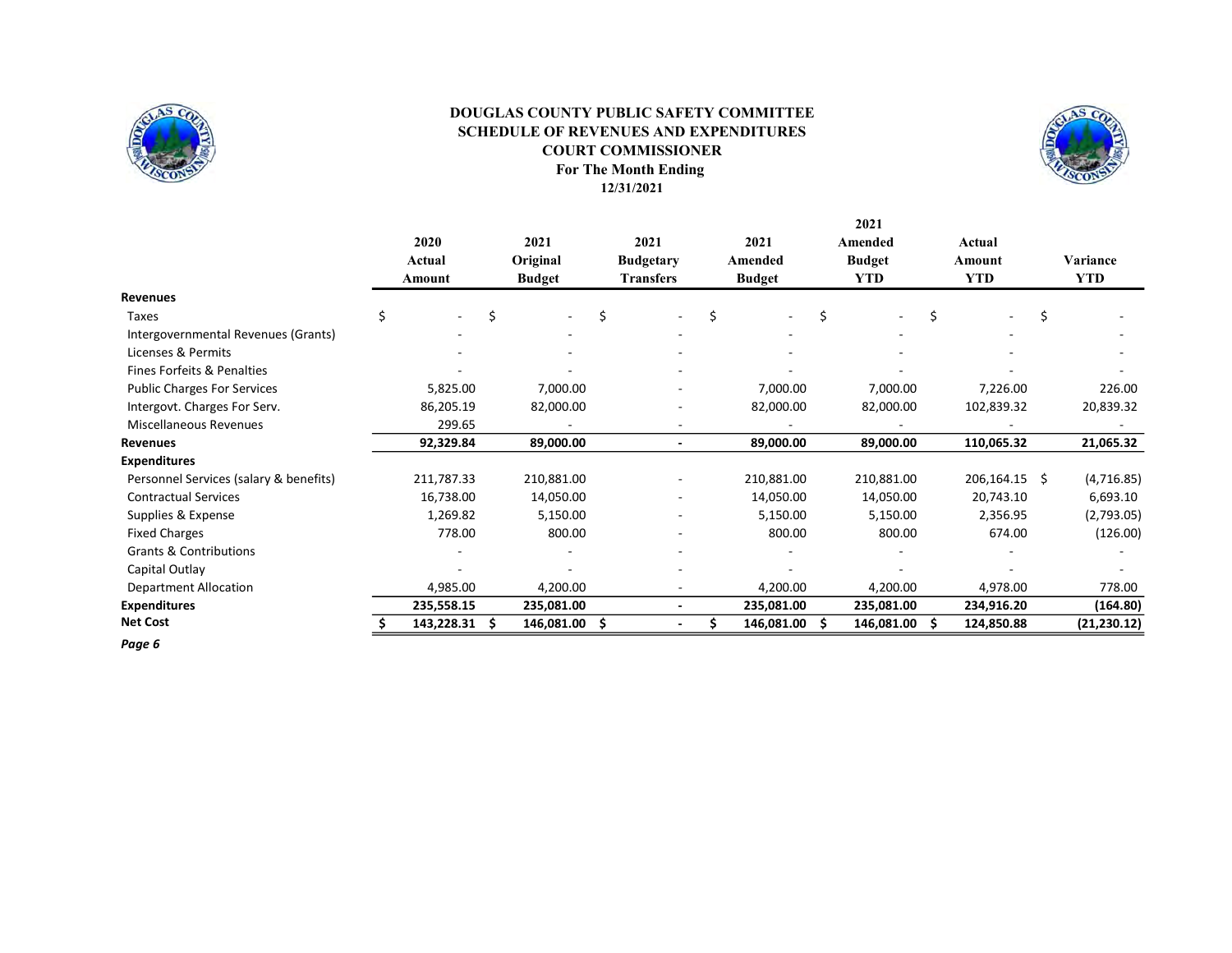**DOUGLAS COUNTY PUBLIC SAFETY COMMITTEE**
**SCHEDULE OF REVENUES AND EXPENDITURES**
**COURT COMMISSIONER**
**For The Month Ending**
**12/31/2021**

| | 2020 Actual Amount | 2021 Original Budget | 2021 Budgetary Transfers | 2021 Amended Budget | 2021 Amended Budget YTD | Actual Amount YTD | Variance YTD |
|---|---|---|---|---|---|---|---|
| **Revenues** | | | | | | | |
| Taxes | $ - | $ - | $ - | $ - | $ - | $ - | $ - |
| Intergovernmental Revenues (Grants) | - | - | - | - | - | - | - |
| Licenses & Permits | - | - | - | - | - | - | - |
| Fines Forfeits & Penalties | - | - | - | - | - | - | - |
| Public Charges For Services | 5,825.00 | 7,000.00 | - | 7,000.00 | 7,000.00 | 7,226.00 | 226.00 |
| Intergovt. Charges For Serv. | 86,205.19 | 82,000.00 | - | 82,000.00 | 82,000.00 | 102,839.32 | 20,839.32 |
| Miscellaneous Revenues | 299.65 | - | - | - | - | - | - |
| **Revenues** | **92,329.84** | **89,000.00** | **-** | **89,000.00** | **89,000.00** | **110,065.32** | **21,065.32** |
| **Expenditures** | | | | | | | |
| Personnel Services (salary & benefits) | 211,787.33 | 210,881.00 | - | 210,881.00 | 210,881.00 | 206,164.15 | $ (4,716.85) |
| Contractual Services | 16,738.00 | 14,050.00 | - | 14,050.00 | 14,050.00 | 20,743.10 | 6,693.10 |
| Supplies & Expense | 1,269.82 | 5,150.00 | - | 5,150.00 | 5,150.00 | 2,356.95 | (2,793.05) |
| Fixed Charges | 778.00 | 800.00 | - | 800.00 | 800.00 | 674.00 | (126.00) |
| Grants & Contributions | - | - | - | - | - | - | - |
| Capital Outlay | - | - | - | - | - | - | - |
| Department Allocation | 4,985.00 | 4,200.00 | - | 4,200.00 | 4,200.00 | 4,978.00 | 778.00 |
| **Expenditures** | **235,558.15** | **235,081.00** | **-** | **235,081.00** | **235,081.00** | **234,916.20** | **(164.80)** |
| **Net Cost** | **$ 143,228.31** | **$ 146,081.00** | **$ -** | **$ 146,081.00** | **$ 146,081.00** | **$ 124,850.88** | **(21,230.12)** |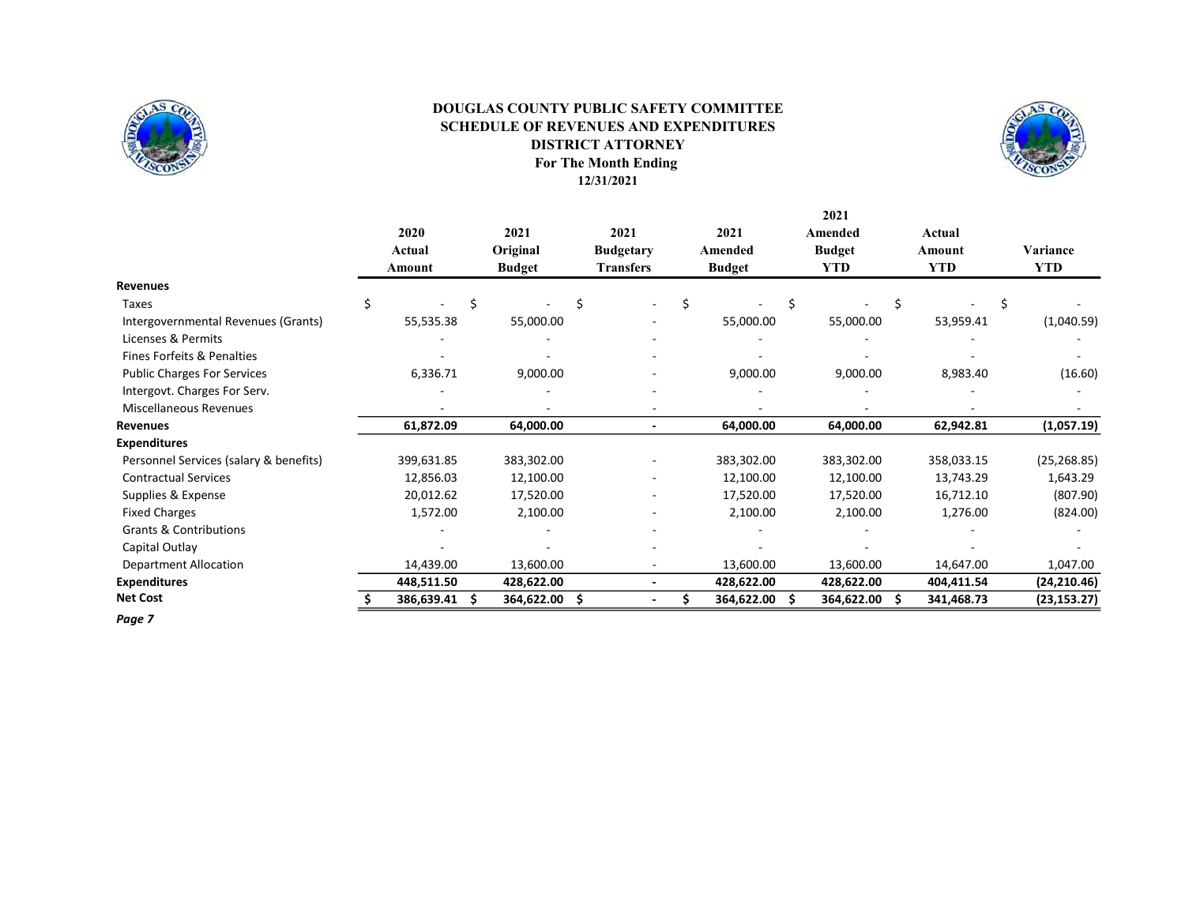**DOUGLAS COUNTY PUBLIC SAFETY COMMITTEE**
**SCHEDULE OF REVENUES AND EXPENDITURES**
**DISTRICT ATTORNEY**
**For The Month Ending**
**12/31/2021**

| | 2020 Actual Amount | 2021 Original Budget | 2021 Budgetary Transfers | 2021 Amended Budget | 2021 Amended Budget YTD | Actual Amount YTD | Variance YTD |
|---|---|---|---|---|---|---|---|
| **Revenues** | | | | | | | |
| Taxes | $ - | $ - | $ - | $ - | $ - | $ - | $ - |
| Intergovernmental Revenues (Grants) | 55,535.38 | 55,000.00 | - | 55,000.00 | 55,000.00 | 53,959.41 | (1,040.59) |
| Licenses & Permits | - | - | - | - | - | - | - |
| Fines Forfeits & Penalties | - | - | - | - | - | - | - |
| Public Charges For Services | 6,336.71 | 9,000.00 | - | 9,000.00 | 9,000.00 | 8,983.40 | (16.60) |
| Intergovt. Charges For Serv. | - | - | - | - | - | - | - |
| Miscellaneous Revenues | - | - | - | - | - | - | - |
| **Revenues** | **61,872.09** | **64,000.00** | **-** | **64,000.00** | **64,000.00** | **62,942.81** | **(1,057.19)** |
| **Expenditures** | | | | | | | |
| Personnel Services (salary & benefits) | 399,631.85 | 383,302.00 | - | 383,302.00 | 383,302.00 | 358,033.15 | (25,268.85) |
| Contractual Services | 12,856.03 | 12,100.00 | - | 12,100.00 | 12,100.00 | 13,743.29 | 1,643.29 |
| Supplies & Expense | 20,012.62 | 17,520.00 | - | 17,520.00 | 17,520.00 | 16,712.10 | (807.90) |
| Fixed Charges | 1,572.00 | 2,100.00 | - | 2,100.00 | 2,100.00 | 1,276.00 | (824.00) |
| Grants & Contributions | - | - | - | - | - | - | - |
| Capital Outlay | - | - | - | - | - | - | - |
| Department Allocation | 14,439.00 | 13,600.00 | - | 13,600.00 | 13,600.00 | 14,647.00 | 1,047.00 |
| **Expenditures** | **448,511.50** | **428,622.00** | **-** | **428,622.00** | **428,622.00** | **404,411.54** | **(24,210.46)** |
| **Net Cost** | **$ 386,639.41** | **$ 364,622.00** | **$ -** | **$ 364,622.00** | **$ 364,622.00** | **$ 341,468.73** | **(23,153.27)** |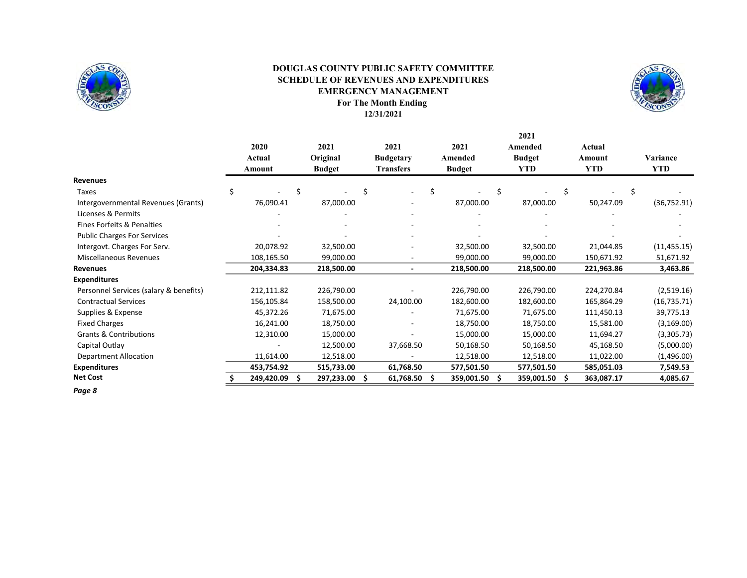**DOUGLAS COUNTY PUBLIC SAFETY COMMITTEE**
**SCHEDULE OF REVENUES AND EXPENDITURES**
**EMERGENCY MANAGEMENT**
**For The Month Ending**
**12/31/2021**

| | 2020 Actual Amount | 2021 Original Budget | 2021 Budgetary Transfers | 2021 Amended Budget | 2021 Amended Budget YTD | Actual Amount YTD | Variance YTD |
|---|---|---|---|---|---|---|---|
| **Revenues** | | | | | | | |
| Taxes | $ - | $ - | $ - | $ - | $ - | $ - | $ - |
| Intergovernmental Revenues (Grants) | 76,090.41 | 87,000.00 | - | 87,000.00 | 87,000.00 | 50,247.09 | (36,752.91) |
| Licenses & Permits | - | - | - | - | - | - | - |
| Fines Forfeits & Penalties | - | - | - | - | - | - | - |
| Public Charges For Services | - | - | - | - | - | - | - |
| Intergovt. Charges For Serv. | 20,078.92 | 32,500.00 | - | 32,500.00 | 32,500.00 | 21,044.85 | (11,455.15) |
| Miscellaneous Revenues | 108,165.50 | 99,000.00 | - | 99,000.00 | 99,000.00 | 150,671.92 | 51,671.92 |
| **Revenues** | **204,334.83** | **218,500.00** | **-** | **218,500.00** | **218,500.00** | **221,963.86** | **3,463.86** |
| **Expenditures** | | | | | | | |
| Personnel Services (salary & benefits) | 212,111.82 | 226,790.00 | - | 226,790.00 | 226,790.00 | 224,270.84 | (2,519.16) |
| Contractual Services | 156,105.84 | 158,500.00 | 24,100.00 | 182,600.00 | 182,600.00 | 165,864.29 | (16,735.71) |
| Supplies & Expense | 45,372.26 | 71,675.00 | - | 71,675.00 | 71,675.00 | 111,450.13 | 39,775.13 |
| Fixed Charges | 16,241.00 | 18,750.00 | - | 18,750.00 | 18,750.00 | 15,581.00 | (3,169.00) |
| Grants & Contributions | 12,310.00 | 15,000.00 | - | 15,000.00 | 15,000.00 | 11,694.27 | (3,305.73) |
| Capital Outlay | - | 12,500.00 | 37,668.50 | 50,168.50 | 50,168.50 | 45,168.50 | (5,000.00) |
| Department Allocation | 11,614.00 | 12,518.00 | - | 12,518.00 | 12,518.00 | 11,022.00 | (1,496.00) |
| **Expenditures** | **453,754.92** | **515,733.00** | **61,768.50** | **577,501.50** | **577,501.50** | **585,051.03** | **7,549.53** |
| **Net Cost** | **$ 249,420.09** | **$ 297,233.00** | **$ 61,768.50** | **$ 359,001.50** | **$ 359,001.50** | **$ 363,087.17** | **4,085.67** |

***Page 8***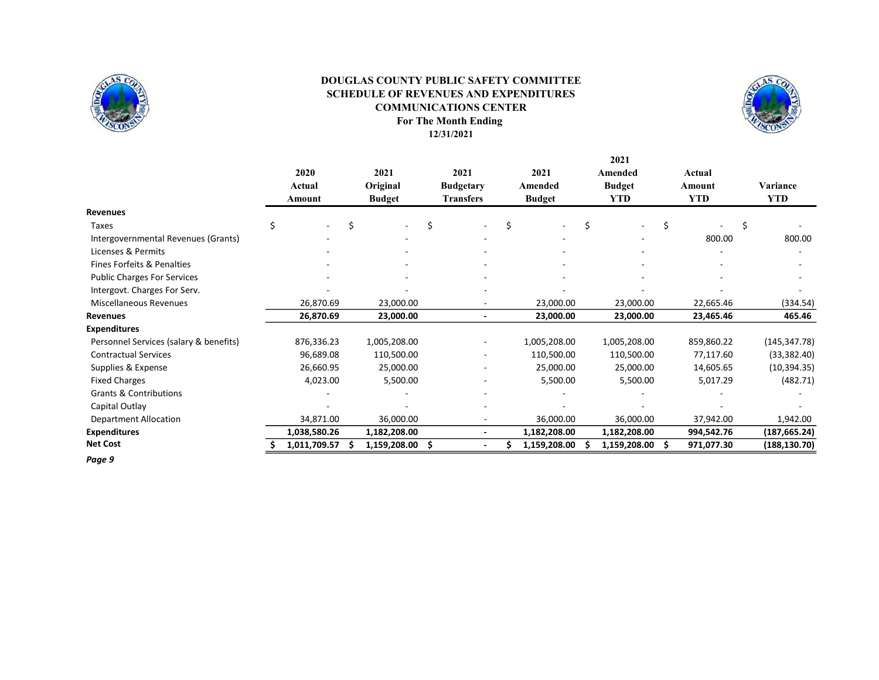**DOUGLAS COUNTY PUBLIC SAFETY COMMITTEE**
**SCHEDULE OF REVENUES AND EXPENDITURES**
**COMMUNICATIONS CENTER**
**For The Month Ending**
**12/31/2021**

| | 2020 Actual Amount | 2021 Original Budget | 2021 Budgetary Transfers | 2021 Amended Budget | 2021 Amended Budget YTD | Actual Amount YTD | Variance YTD |
|---|---|---|---|---|---|---|---|
| **Revenues** | | | | | | | |
| Taxes | $ - | $ - | $ - | $ - | $ - | $ - | $ - |
| Intergovernmental Revenues (Grants) | - | - | - | - | - | 800.00 | 800.00 |
| Licenses & Permits | - | - | - | - | - | - | - |
| Fines Forfeits & Penalties | - | - | - | - | - | - | - |
| Public Charges For Services | - | - | - | - | - | - | - |
| Intergovt. Charges For Serv. | - | - | - | - | - | - | - |
| Miscellaneous Revenues | 26,870.69 | 23,000.00 | - | 23,000.00 | 23,000.00 | 22,665.46 | (334.54) |
| **Revenues** | **26,870.69** | **23,000.00** | **-** | **23,000.00** | **23,000.00** | **23,465.46** | **465.46** |
| **Expenditures** | | | | | | | |
| Personnel Services (salary & benefits) | 876,336.23 | 1,005,208.00 | - | 1,005,208.00 | 1,005,208.00 | 859,860.22 | (145,347.78) |
| Contractual Services | 96,689.08 | 110,500.00 | - | 110,500.00 | 110,500.00 | 77,117.60 | (33,382.40) |
| Supplies & Expense | 26,660.95 | 25,000.00 | - | 25,000.00 | 25,000.00 | 14,605.65 | (10,394.35) |
| Fixed Charges | 4,023.00 | 5,500.00 | - | 5,500.00 | 5,500.00 | 5,017.29 | (482.71) |
| Grants & Contributions | - | - | - | - | - | - | - |
| Capital Outlay | - | - | - | - | - | - | - |
| Department Allocation | 34,871.00 | 36,000.00 | - | 36,000.00 | 36,000.00 | 37,942.00 | 1,942.00 |
| **Expenditures** | **1,038,580.26** | **1,182,208.00** | **-** | **1,182,208.00** | **1,182,208.00** | **994,542.76** | **(187,665.24)** |
| **Net Cost** | **$ 1,011,709.57** | **$ 1,159,208.00** | **$ -** | **$ 1,159,208.00** | **$ 1,159,208.00** | **$ 971,077.30** | **(188,130.70)** |

*Page 9*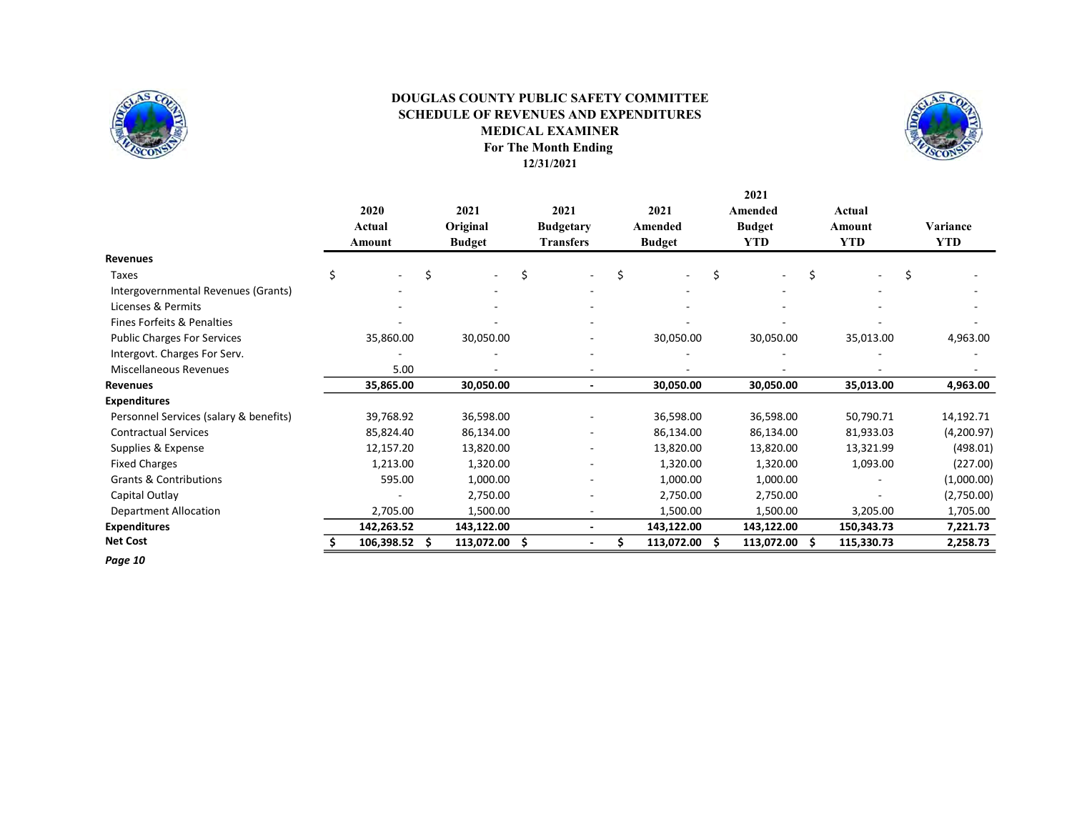**DOUGLAS COUNTY PUBLIC SAFETY COMMITTEE**
**SCHEDULE OF REVENUES AND EXPENDITURES**
**MEDICAL EXAMINER**
**For The Month Ending**
**12/31/2021**

| | 2020 Actual Amount | 2021 Original Budget | 2021 Budgetary Transfers | 2021 Amended Budget | 2021 Amended Budget YTD | Actual Amount YTD | Variance YTD |
|---|---|---|---|---|---|---|---|
| **Revenues** | | | | | | | |
| Taxes | $ - | $ - | $ - | $ - | $ - | $ - | $ - |
| Intergovernmental Revenues (Grants) | - | - | - | - | - | - | - |
| Licenses & Permits | - | - | - | - | - | - | - |
| Fines Forfeits & Penalties | - | - | - | - | - | - | - |
| Public Charges For Services | 35,860.00 | 30,050.00 | - | 30,050.00 | 30,050.00 | 35,013.00 | 4,963.00 |
| Intergovt. Charges For Serv. | - | - | - | - | - | - | - |
| Miscellaneous Revenues | 5.00 | - | - | - | - | - | - |
| **Revenues** | **35,865.00** | **30,050.00** | **-** | **30,050.00** | **30,050.00** | **35,013.00** | **4,963.00** |
| **Expenditures** | | | | | | | |
| Personnel Services (salary & benefits) | 39,768.92 | 36,598.00 | - | 36,598.00 | 36,598.00 | 50,790.71 | 14,192.71 |
| Contractual Services | 85,824.40 | 86,134.00 | - | 86,134.00 | 86,134.00 | 81,933.03 | (4,200.97) |
| Supplies & Expense | 12,157.20 | 13,820.00 | - | 13,820.00 | 13,820.00 | 13,321.99 | (498.01) |
| Fixed Charges | 1,213.00 | 1,320.00 | - | 1,320.00 | 1,320.00 | 1,093.00 | (227.00) |
| Grants & Contributions | 595.00 | 1,000.00 | - | 1,000.00 | 1,000.00 | - | (1,000.00) |
| Capital Outlay | - | 2,750.00 | - | 2,750.00 | 2,750.00 | - | (2,750.00) |
| Department Allocation | 2,705.00 | 1,500.00 | - | 1,500.00 | 1,500.00 | 3,205.00 | 1,705.00 |
| **Expenditures** | **142,263.52** | **143,122.00** | **-** | **143,122.00** | **143,122.00** | **150,343.73** | **7,221.73** |
| **Net Cost** | **$ 106,398.52** | **$ 113,072.00** | **$ -** | **$ 113,072.00** | **$ 113,072.00** | **$ 115,330.73** | **2,258.73** |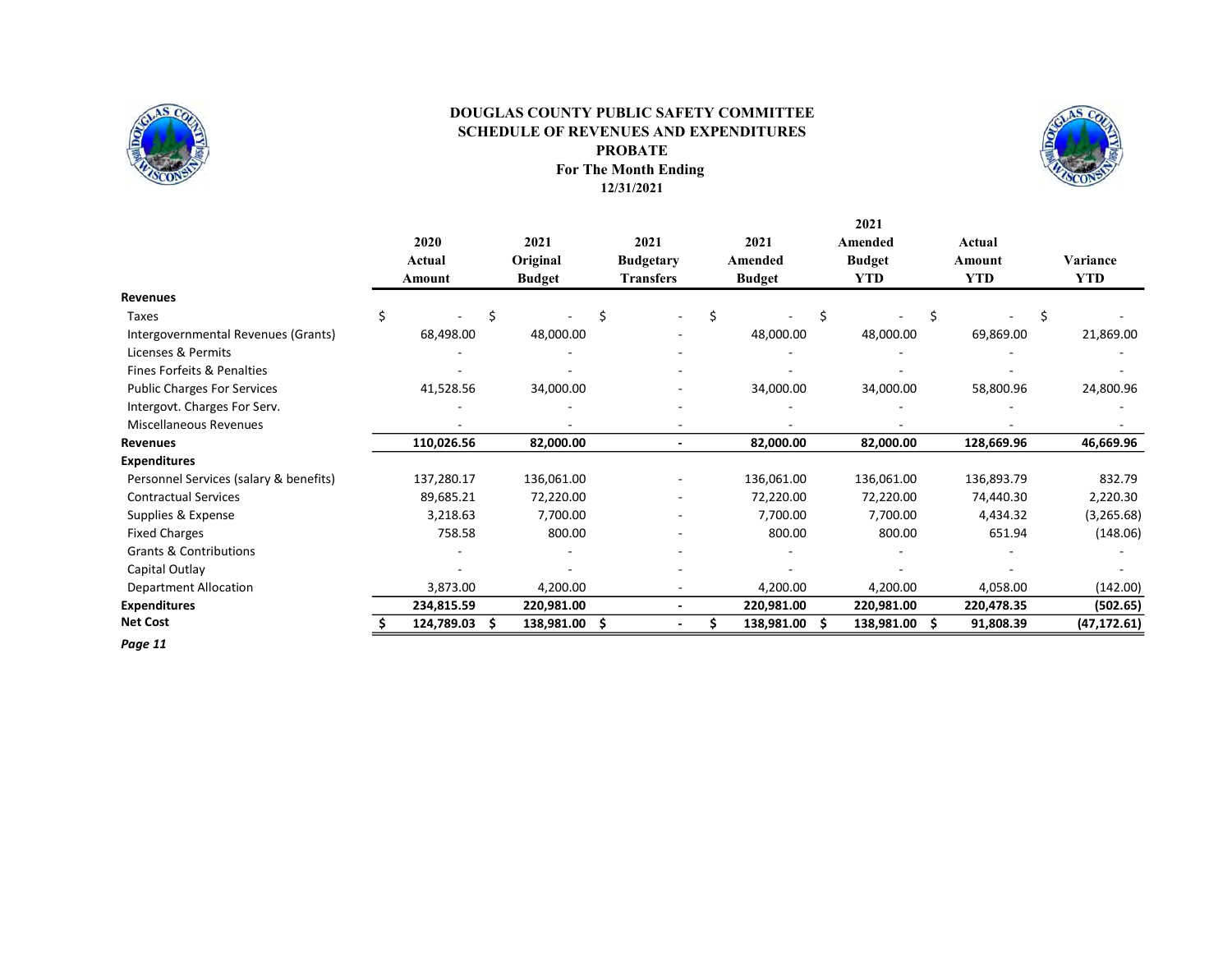# DOUGLAS COUNTY PUBLIC SAFETY COMMITTEE
## SCHEDULE OF REVENUES AND EXPENDITURES
## PROBATE
### For The Month Ending
### 12/31/2021

| | 2020 Actual Amount | 2021 Original Budget | 2021 Budgetary Transfers | 2021 Amended Budget | 2021 Amended Budget YTD | Actual Amount YTD | Variance YTD |
|---|---|---|---|---|---|---|---|
| **Revenues** | | | | | | | |
| Taxes | $ - | $ - | $ - | $ - | $ - | $ - | $ - |
| Intergovernmental Revenues (Grants) | 68,498.00 | 48,000.00 | - | 48,000.00 | 48,000.00 | 69,869.00 | 21,869.00 |
| Licenses & Permits | - | - | - | - | - | - | - |
| Fines Forfeits & Penalties | - | - | - | - | - | - | - |
| Public Charges For Services | 41,528.56 | 34,000.00 | - | 34,000.00 | 34,000.00 | 58,800.96 | 24,800.96 |
| Intergovt. Charges For Serv. | - | - | - | - | - | - | - |
| Miscellaneous Revenues | - | - | - | - | - | - | - |
| **Revenues** | **110,026.56** | **82,000.00** | **-** | **82,000.00** | **82,000.00** | **128,669.96** | **46,669.96** |
| **Expenditures** | | | | | | | |
| Personnel Services (salary & benefits) | 137,280.17 | 136,061.00 | - | 136,061.00 | 136,061.00 | 136,893.79 | 832.79 |
| Contractual Services | 89,685.21 | 72,220.00 | - | 72,220.00 | 72,220.00 | 74,440.30 | 2,220.30 |
| Supplies & Expense | 3,218.63 | 7,700.00 | - | 7,700.00 | 7,700.00 | 4,434.32 | (3,265.68) |
| Fixed Charges | 758.58 | 800.00 | - | 800.00 | 800.00 | 651.94 | (148.06) |
| Grants & Contributions | - | - | - | - | - | - | - |
| Capital Outlay | - | - | - | - | - | - | - |
| Department Allocation | 3,873.00 | 4,200.00 | - | 4,200.00 | 4,200.00 | 4,058.00 | (142.00) |
| **Expenditures** | **234,815.59** | **220,981.00** | **-** | **220,981.00** | **220,981.00** | **220,478.35** | **(502.65)** |
| **Net Cost** | **$ 124,789.03** | **$ 138,981.00** | **$ -** | **$ 138,981.00** | **$ 138,981.00** | **$ 91,808.39** | **(47,172.61)** |

*Page 11*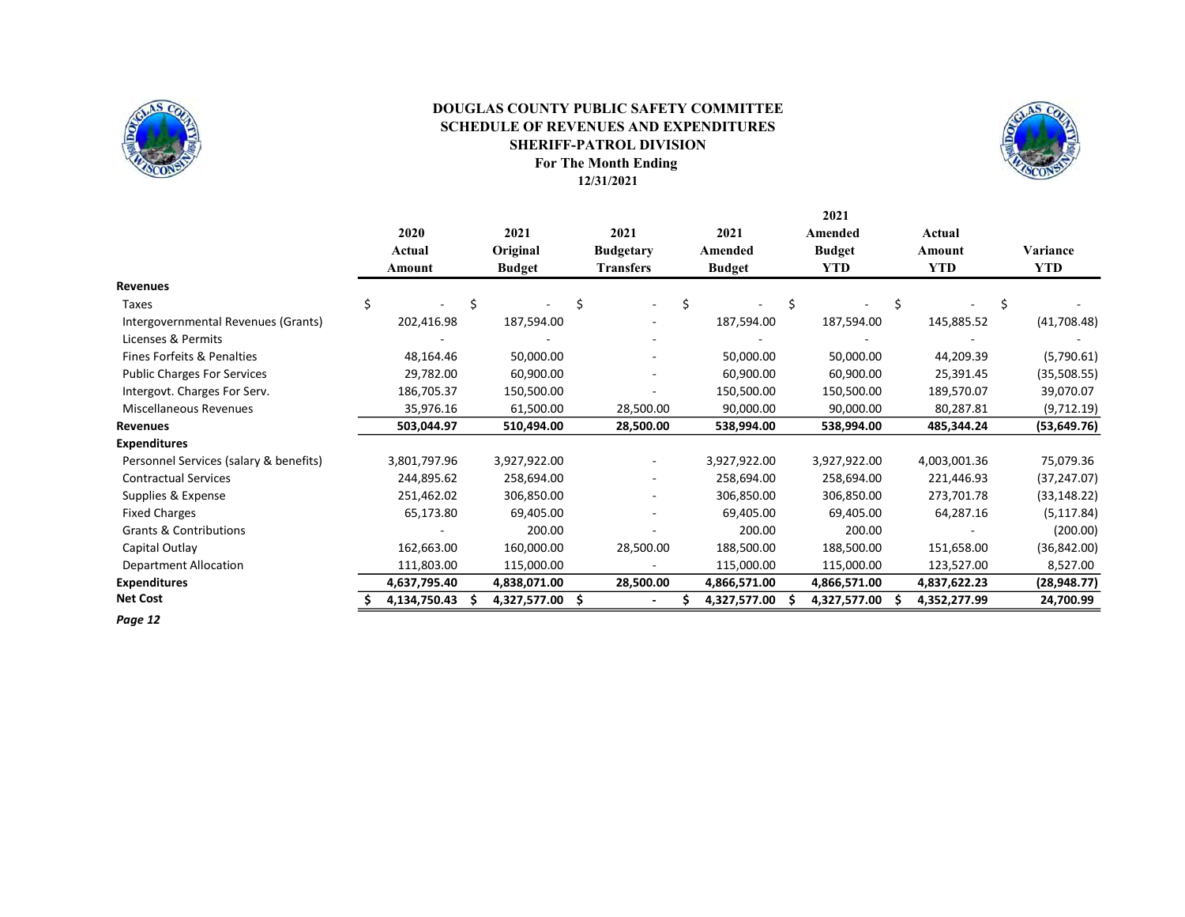**DOUGLAS COUNTY PUBLIC SAFETY COMMITTEE**
**SCHEDULE OF REVENUES AND EXPENDITURES**
**SHERIFF-PATROL DIVISION**
**For The Month Ending**
**12/31/2021**

| | 2020 Actual Amount | 2021 Original Budget | 2021 Budgetary Transfers | 2021 Amended Budget | 2021 Amended Budget YTD | Actual Amount YTD | Variance YTD |
|---|---|---|---|---|---|---|---|
| **Revenues** | | | | | | | |
| Taxes | $ - | $ - | $ - | $ - | $ - | $ - | $ - |
| Intergovernmental Revenues (Grants) | 202,416.98 | 187,594.00 | - | 187,594.00 | 187,594.00 | 145,885.52 | (41,708.48) |
| Licenses & Permits | - | - | - | - | - | - | - |
| Fines Forfeits & Penalties | 48,164.46 | 50,000.00 | - | 50,000.00 | 50,000.00 | 44,209.39 | (5,790.61) |
| Public Charges For Services | 29,782.00 | 60,900.00 | - | 60,900.00 | 60,900.00 | 25,391.45 | (35,508.55) |
| Intergovt. Charges For Serv. | 186,705.37 | 150,500.00 | - | 150,500.00 | 150,500.00 | 189,570.07 | 39,070.07 |
| Miscellaneous Revenues | 35,976.16 | 61,500.00 | 28,500.00 | 90,000.00 | 90,000.00 | 80,287.81 | (9,712.19) |
| **Revenues** | **503,044.97** | **510,494.00** | **28,500.00** | **538,994.00** | **538,994.00** | **485,344.24** | **(53,649.76)** |
| **Expenditures** | | | | | | | |
| Personnel Services (salary & benefits) | 3,801,797.96 | 3,927,922.00 | - | 3,927,922.00 | 3,927,922.00 | 4,003,001.36 | 75,079.36 |
| Contractual Services | 244,895.62 | 258,694.00 | - | 258,694.00 | 258,694.00 | 221,446.93 | (37,247.07) |
| Supplies & Expense | 251,462.02 | 306,850.00 | - | 306,850.00 | 306,850.00 | 273,701.78 | (33,148.22) |
| Fixed Charges | 65,173.80 | 69,405.00 | - | 69,405.00 | 69,405.00 | 64,287.16 | (5,117.84) |
| Grants & Contributions | - | 200.00 | - | 200.00 | 200.00 | - | (200.00) |
| Capital Outlay | 162,663.00 | 160,000.00 | 28,500.00 | 188,500.00 | 188,500.00 | 151,658.00 | (36,842.00) |
| Department Allocation | 111,803.00 | 115,000.00 | - | 115,000.00 | 115,000.00 | 123,527.00 | 8,527.00 |
| **Expenditures** | **4,637,795.40** | **4,838,071.00** | **28,500.00** | **4,866,571.00** | **4,866,571.00** | **4,837,622.23** | **(28,948.77)** |
| **Net Cost** | **$ 4,134,750.43** | **$ 4,327,577.00** | **$ -** | **$ 4,327,577.00** | **$ 4,327,577.00** | **$ 4,352,277.99** | **24,700.99** |

***Page 12***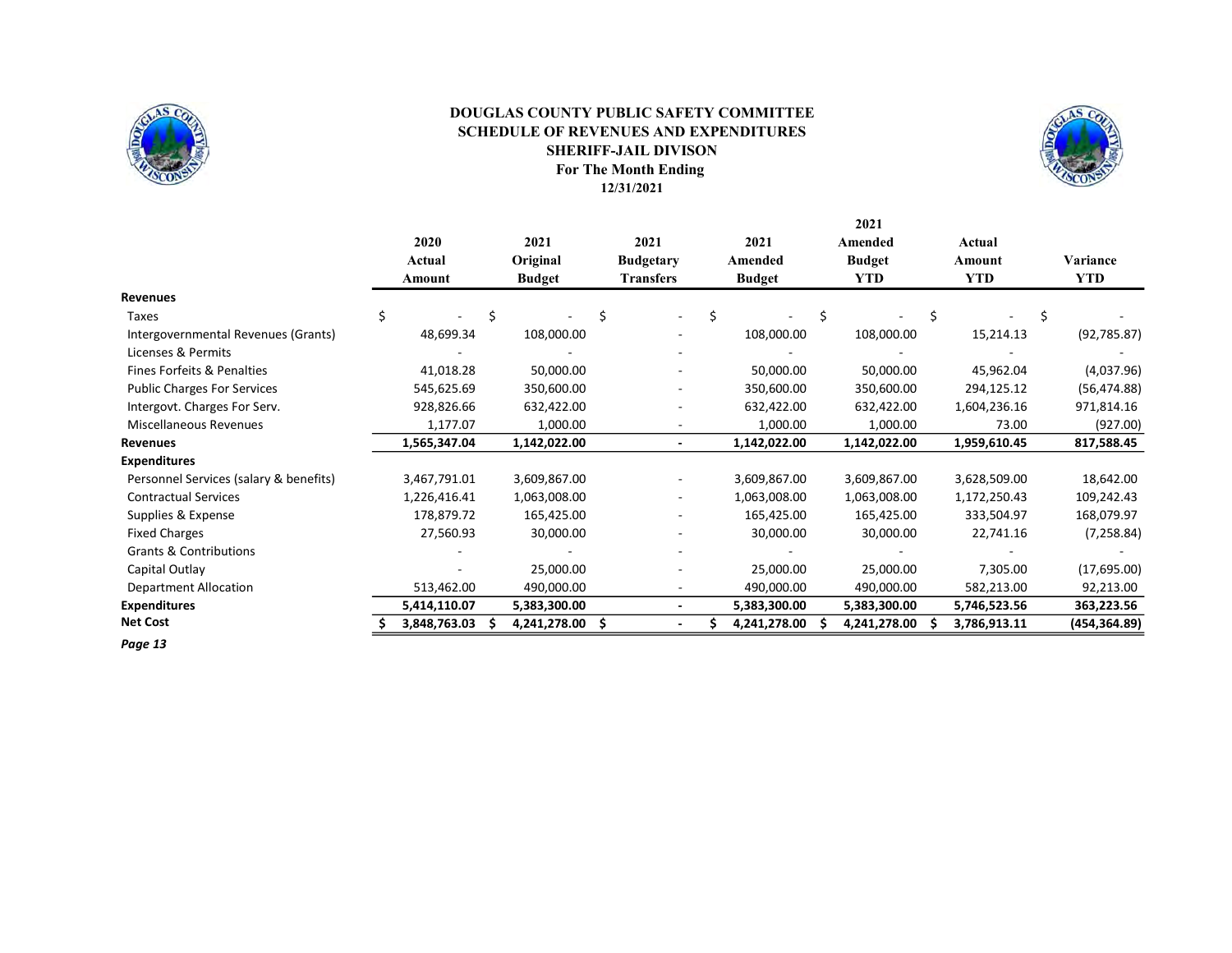**DOUGLAS COUNTY PUBLIC SAFETY COMMITTEE**
**SCHEDULE OF REVENUES AND EXPENDITURES**
**SHERIFF-JAIL DIVISON**
**For The Month Ending**
**12/31/2021**

| | 2020 Actual Amount | 2021 Original Budget | 2021 Budgetary Transfers | 2021 Amended Budget | 2021 Amended Budget YTD | Actual Amount YTD | Variance YTD |
|---|---|---|---|---|---|---|---|
| **Revenues** | | | | | | | |
| Taxes | $ - | $ - | $ - | $ - | $ - | $ - | $ - |
| Intergovernmental Revenues (Grants) | 48,699.34 | 108,000.00 | - | 108,000.00 | 108,000.00 | 15,214.13 | (92,785.87) |
| Licenses & Permits | - | - | - | - | - | - | - |
| Fines Forfeits & Penalties | 41,018.28 | 50,000.00 | - | 50,000.00 | 50,000.00 | 45,962.04 | (4,037.96) |
| Public Charges For Services | 545,625.69 | 350,600.00 | - | 350,600.00 | 350,600.00 | 294,125.12 | (56,474.88) |
| Intergovt. Charges For Serv. | 928,826.66 | 632,422.00 | - | 632,422.00 | 632,422.00 | 1,604,236.16 | 971,814.16 |
| Miscellaneous Revenues | 1,177.07 | 1,000.00 | - | 1,000.00 | 1,000.00 | 73.00 | (927.00) |
| **Revenues** | **1,565,347.04** | **1,142,022.00** | **-** | **1,142,022.00** | **1,142,022.00** | **1,959,610.45** | **817,588.45** |
| **Expenditures** | | | | | | | |
| Personnel Services (salary & benefits) | 3,467,791.01 | 3,609,867.00 | - | 3,609,867.00 | 3,609,867.00 | 3,628,509.00 | 18,642.00 |
| Contractual Services | 1,226,416.41 | 1,063,008.00 | - | 1,063,008.00 | 1,063,008.00 | 1,172,250.43 | 109,242.43 |
| Supplies & Expense | 178,879.72 | 165,425.00 | - | 165,425.00 | 165,425.00 | 333,504.97 | 168,079.97 |
| Fixed Charges | 27,560.93 | 30,000.00 | - | 30,000.00 | 30,000.00 | 22,741.16 | (7,258.84) |
| Grants & Contributions | - | - | - | - | - | - | - |
| Capital Outlay | - | 25,000.00 | - | 25,000.00 | 25,000.00 | 7,305.00 | (17,695.00) |
| Department Allocation | 513,462.00 | 490,000.00 | - | 490,000.00 | 490,000.00 | 582,213.00 | 92,213.00 |
| **Expenditures** | **5,414,110.07** | **5,383,300.00** | **-** | **5,383,300.00** | **5,383,300.00** | **5,746,523.56** | **363,223.56** |
| **Net Cost** | **$ 3,848,763.03** | **$ 4,241,278.00** | **$ -** | **$ 4,241,278.00** | **$ 4,241,278.00** | **$ 3,786,913.11** | **(454,364.89)** |

***Page 13***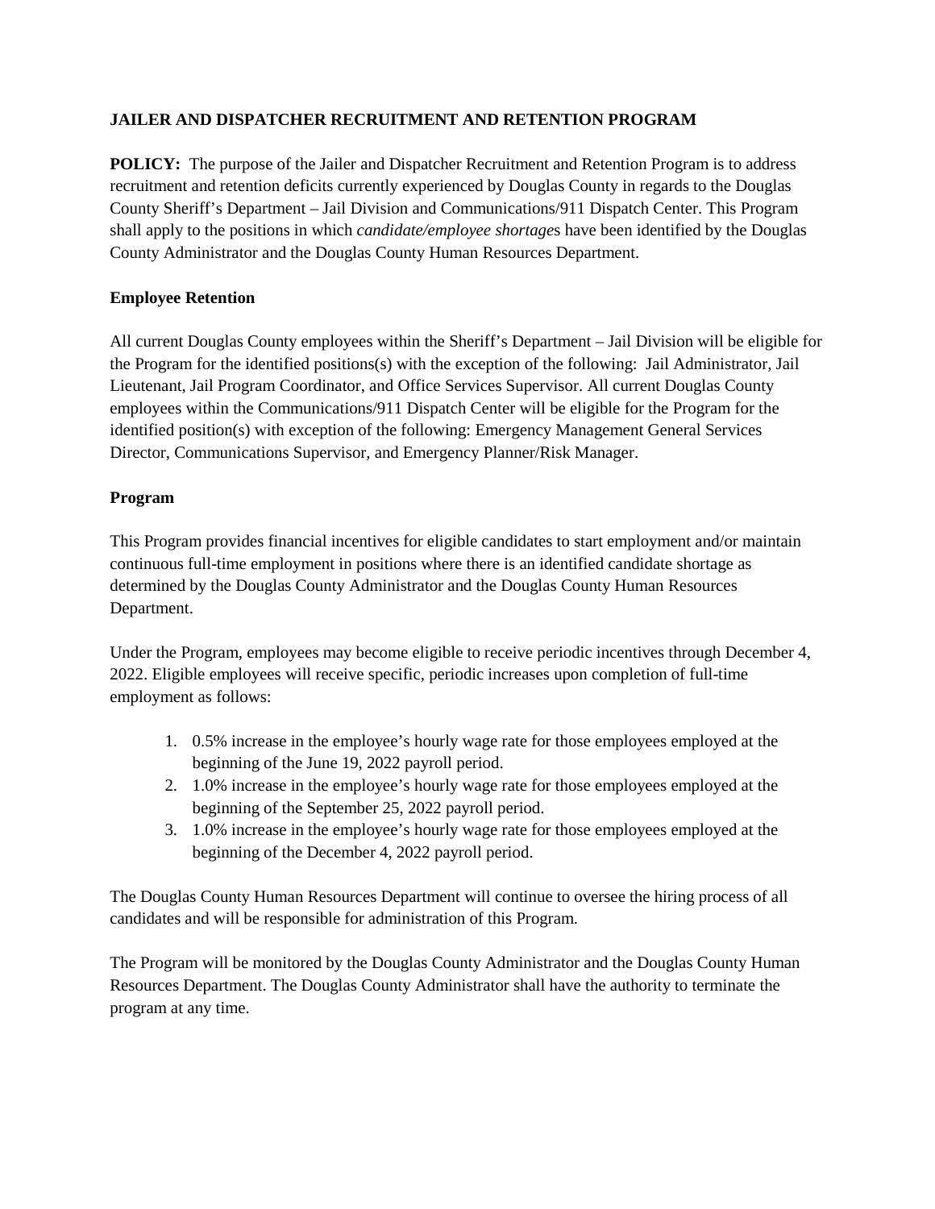**JAILER AND DISPATCHER RECRUITMENT AND RETENTION PROGRAM**

**POLICY:** The purpose of the Jailer and Dispatcher Recruitment and Retention Program is to address recruitment and retention deficits currently experienced by Douglas County in regards to the Douglas County Sheriff's Department – Jail Division and Communications/911 Dispatch Center. This Program shall apply to the positions in which *candidate/employee shortage*s have been identified by the Douglas County Administrator and the Douglas County Human Resources Department.

**Employee Retention**

All current Douglas County employees within the Sheriff's Department – Jail Division will be eligible for the Program for the identified positions(s) with the exception of the following: Jail Administrator, Jail Lieutenant, Jail Program Coordinator, and Office Services Supervisor. All current Douglas County employees within the Communications/911 Dispatch Center will be eligible for the Program for the identified position(s) with exception of the following: Emergency Management General Services Director, Communications Supervisor, and Emergency Planner/Risk Manager.

**Program**

This Program provides financial incentives for eligible candidates to start employment and/or maintain continuous full-time employment in positions where there is an identified candidate shortage as determined by the Douglas County Administrator and the Douglas County Human Resources Department.

Under the Program, employees may become eligible to receive periodic incentives through December 4, 2022. Eligible employees will receive specific, periodic increases upon completion of full-time employment as follows:

1. 0.5% increase in the employee's hourly wage rate for those employees employed at the beginning of the June 19, 2022 payroll period.
2. 1.0% increase in the employee's hourly wage rate for those employees employed at the beginning of the September 25, 2022 payroll period.
3. 1.0% increase in the employee's hourly wage rate for those employees employed at the beginning of the December 4, 2022 payroll period.

The Douglas County Human Resources Department will continue to oversee the hiring process of all candidates and will be responsible for administration of this Program.

The Program will be monitored by the Douglas County Administrator and the Douglas County Human Resources Department. The Douglas County Administrator shall have the authority to terminate the program at any time.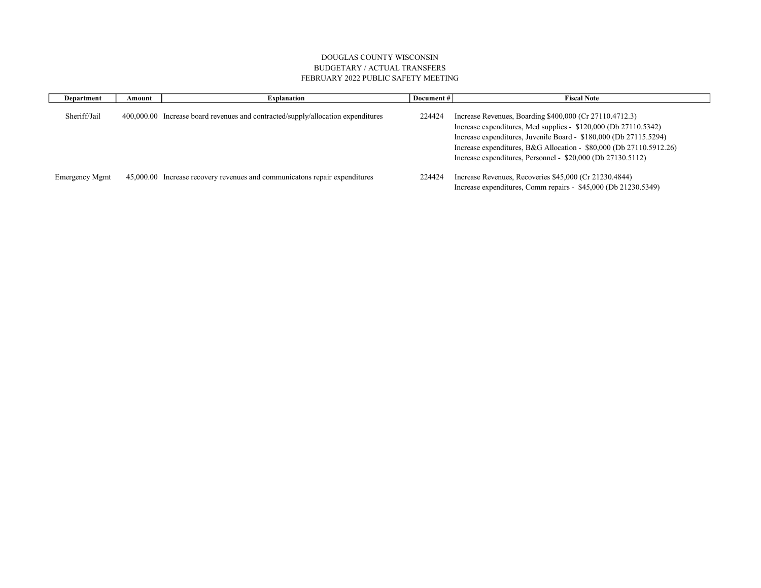DOUGLAS COUNTY WISCONSIN
BUDGETARY / ACTUAL TRANSFERS
FEBRUARY 2022 PUBLIC SAFETY MEETING

| Department | Amount | Explanation | Document # | Fiscal Note |
|---|---|---|---|---|
| Sheriff/Jail | 400,000.00 | Increase board revenues and contracted/supply/allocation expenditures | 224424 | Increase Revenues, Boarding $400,000 (Cr 27110.4712.3)<br>Increase expenditures, Med supplies - $120,000 (Db 27110.5342)<br>Increase expenditures, Juvenile Board - $180,000 (Db 27115.5294)<br>Increase expenditures, B&G Allocation - $80,000 (Db 27110.5912.26)<br>Increase expenditures, Personnel - $20,000 (Db 27130.5112) |
| Emergency Mgmt | 45,000.00 | Increase recovery revenues and communicatons repair expenditures | 224424 | Increase Revenues, Recoveries $45,000 (Cr 21230.4844)<br>Increase expenditures, Comm repairs - $45,000 (Db 21230.5349) |